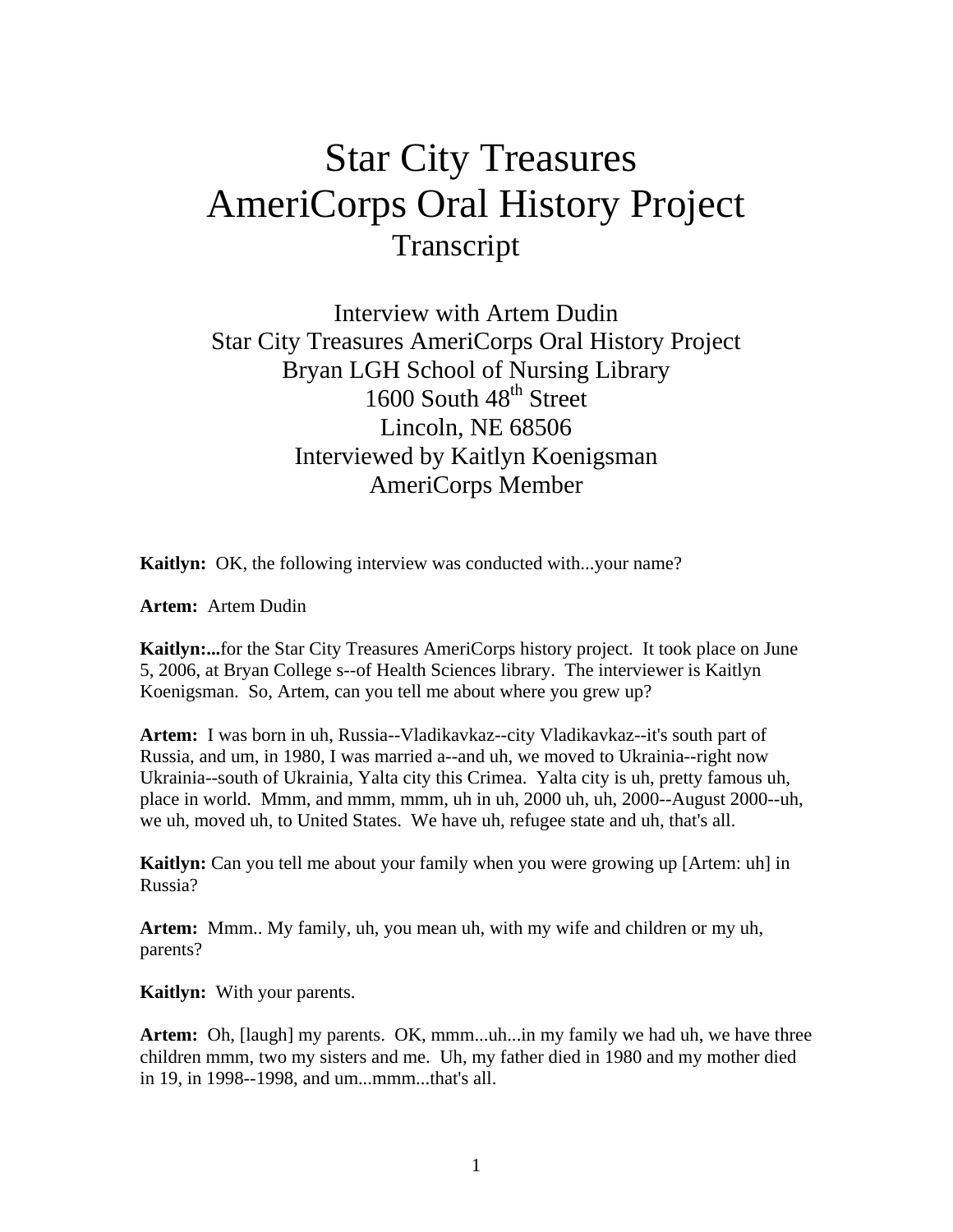# Star City Treasures
# AmeriCorps Oral History Project
## Transcript

Interview with Artem Dudin
Star City Treasures AmeriCorps Oral History Project
Bryan LGH School of Nursing Library
1600 South 48th Street
Lincoln, NE 68506
Interviewed by Kaitlyn Koenigsman
AmeriCorps Member

**Kaitlyn:** OK, the following interview was conducted with...your name?

**Artem:** Artem Dudin

**Kaitlyn:...**for the Star City Treasures AmeriCorps history project. It took place on June 5, 2006, at Bryan College s--of Health Sciences library. The interviewer is Kaitlyn Koenigsman. So, Artem, can you tell me about where you grew up?

**Artem:** I was born in uh, Russia--Vladikavkaz--city Vladikavkaz--it's south part of Russia, and um, in 1980, I was married a--and uh, we moved to Ukrainia--right now Ukrainia--south of Ukrainia, Yalta city this Crimea. Yalta city is uh, pretty famous uh, place in world. Mmm, and mmm, mmm, uh in uh, 2000 uh, uh, 2000--August 2000--uh, we uh, moved uh, to United States. We have uh, refugee state and uh, that's all.

**Kaitlyn:** Can you tell me about your family when you were growing up [Artem: uh] in Russia?

**Artem:** Mmm.. My family, uh, you mean uh, with my wife and children or my uh, parents?

**Kaitlyn:** With your parents.

**Artem:** Oh, [laugh] my parents. OK, mmm...uh...in my family we had uh, we have three children mmm, two my sisters and me. Uh, my father died in 1980 and my mother died in 19, in 1998--1998, and um...mmm...that's all.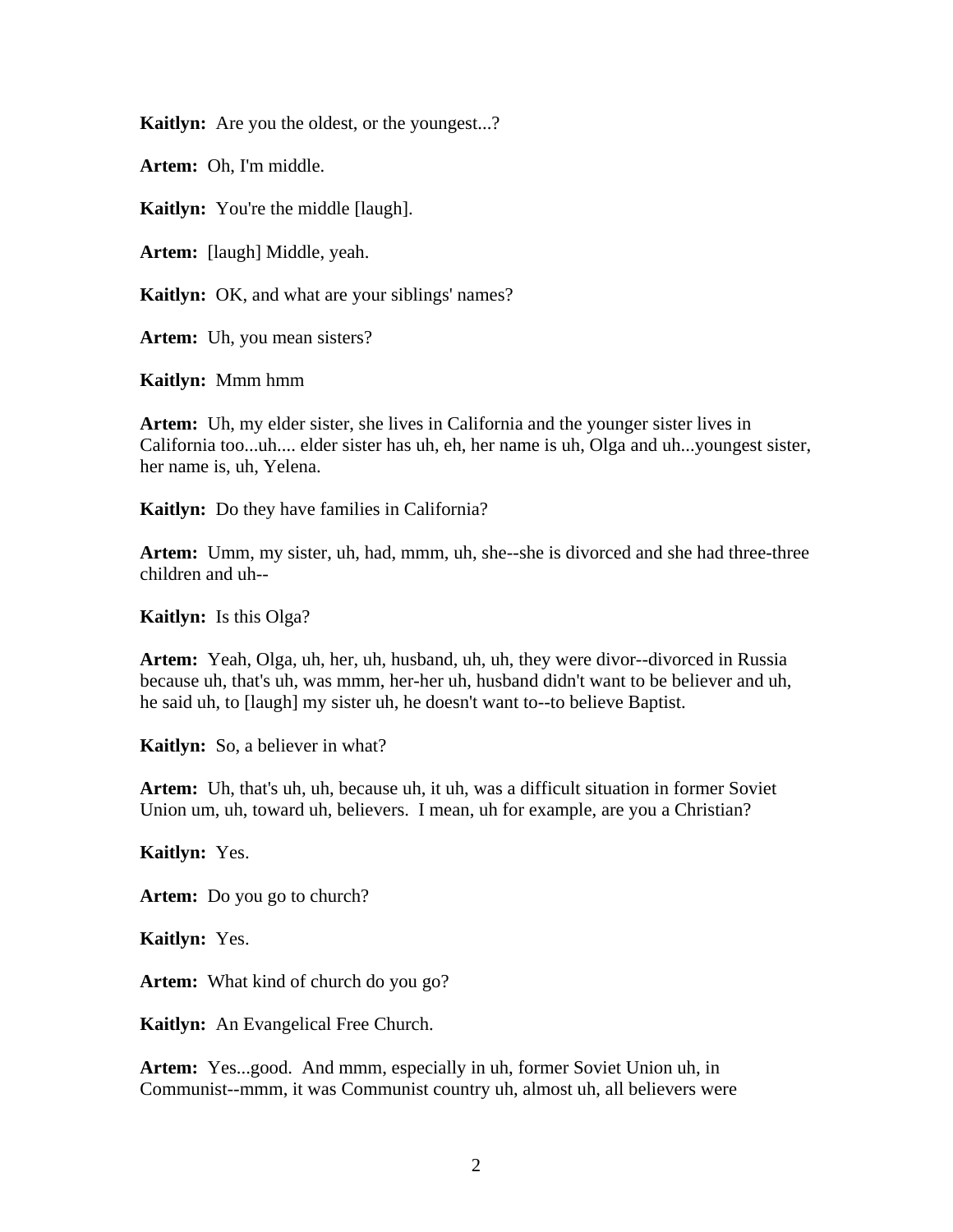**Kaitlyn:** Are you the oldest, or the youngest...?

**Artem:** Oh, I'm middle.

**Kaitlyn:** You're the middle [laugh].

**Artem:** [laugh] Middle, yeah.

**Kaitlyn:** OK, and what are your siblings' names?

**Artem:** Uh, you mean sisters?

**Kaitlyn:** Mmm hmm

**Artem:** Uh, my elder sister, she lives in California and the younger sister lives in California too...uh.... elder sister has uh, eh, her name is uh, Olga and uh...youngest sister, her name is, uh, Yelena.

**Kaitlyn:** Do they have families in California?

**Artem:** Umm, my sister, uh, had, mmm, uh, she--she is divorced and she had three-three children and uh--

**Kaitlyn:** Is this Olga?

**Artem:** Yeah, Olga, uh, her, uh, husband, uh, uh, they were divor--divorced in Russia because uh, that's uh, was mmm, her-her uh, husband didn't want to be believer and uh, he said uh, to [laugh] my sister uh, he doesn't want to--to believe Baptist.

**Kaitlyn:** So, a believer in what?

**Artem:** Uh, that's uh, uh, because uh, it uh, was a difficult situation in former Soviet Union um, uh, toward uh, believers. I mean, uh for example, are you a Christian?

**Kaitlyn:** Yes.

**Artem:** Do you go to church?

**Kaitlyn:** Yes.

**Artem:** What kind of church do you go?

**Kaitlyn:** An Evangelical Free Church.

**Artem:** Yes...good. And mmm, especially in uh, former Soviet Union uh, in Communist--mmm, it was Communist country uh, almost uh, all believers were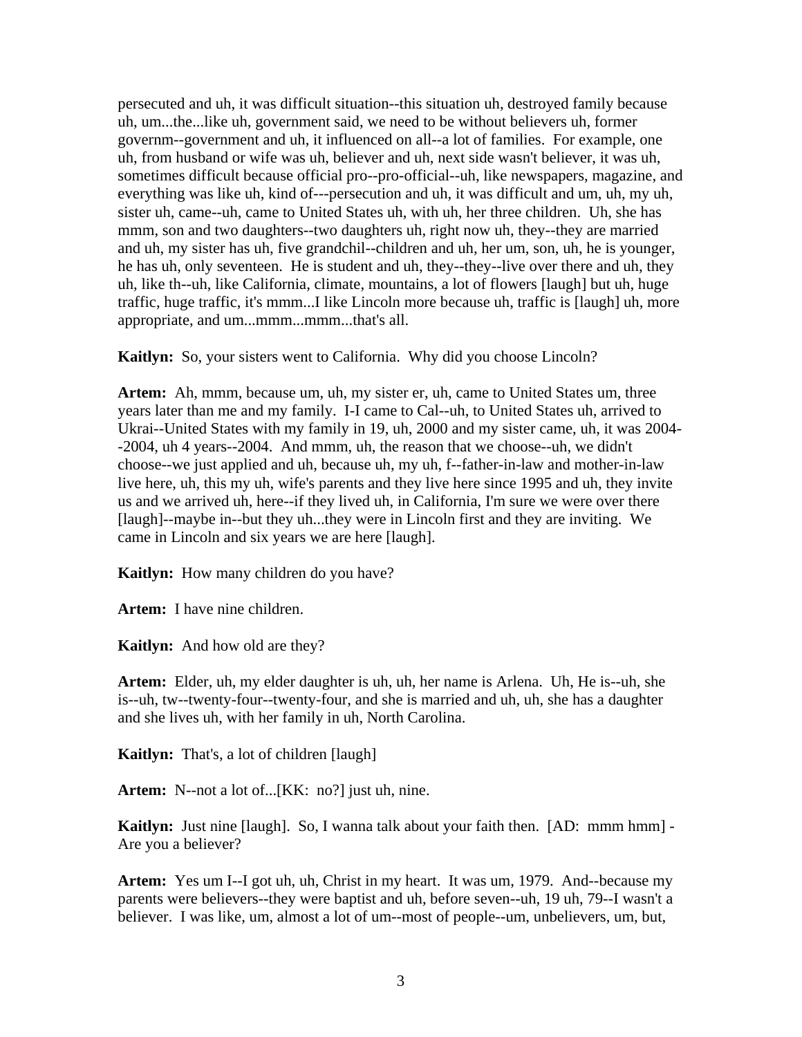persecuted and uh, it was difficult situation--this situation uh, destroyed family because uh, um...the...like uh, government said, we need to be without believers uh, former governm--government and uh, it influenced on all--a lot of families. For example, one uh, from husband or wife was uh, believer and uh, next side wasn't believer, it was uh, sometimes difficult because official pro--pro-official--uh, like newspapers, magazine, and everything was like uh, kind of---persecution and uh, it was difficult and um, uh, my uh, sister uh, came--uh, came to United States uh, with uh, her three children. Uh, she has mmm, son and two daughters--two daughters uh, right now uh, they--they are married and uh, my sister has uh, five grandchil--children and uh, her um, son, uh, he is younger, he has uh, only seventeen. He is student and uh, they--they--live over there and uh, they uh, like th--uh, like California, climate, mountains, a lot of flowers [laugh] but uh, huge traffic, huge traffic, it's mmm...I like Lincoln more because uh, traffic is [laugh] uh, more appropriate, and um...mmm...mmm...that's all.

**Kaitlyn:** So, your sisters went to California. Why did you choose Lincoln?

**Artem:** Ah, mmm, because um, uh, my sister er, uh, came to United States um, three years later than me and my family. I-I came to Cal--uh, to United States uh, arrived to Ukrai--United States with my family in 19, uh, 2000 and my sister came, uh, it was 2004--2004, uh 4 years--2004. And mmm, uh, the reason that we choose--uh, we didn't choose--we just applied and uh, because uh, my uh, f--father-in-law and mother-in-law live here, uh, this my uh, wife's parents and they live here since 1995 and uh, they invite us and we arrived uh, here--if they lived uh, in California, I'm sure we were over there [laugh]--maybe in--but they uh...they were in Lincoln first and they are inviting. We came in Lincoln and six years we are here [laugh].

**Kaitlyn:** How many children do you have?

**Artem:** I have nine children.

**Kaitlyn:** And how old are they?

**Artem:** Elder, uh, my elder daughter is uh, uh, her name is Arlena. Uh, He is--uh, she is--uh, tw--twenty-four--twenty-four, and she is married and uh, uh, she has a daughter and she lives uh, with her family in uh, North Carolina.

**Kaitlyn:** That's, a lot of children [laugh]

**Artem:** N--not a lot of...[KK: no?] just uh, nine.

**Kaitlyn:** Just nine [laugh]. So, I wanna talk about your faith then. [AD: mmm hmm] - Are you a believer?

**Artem:** Yes um I--I got uh, uh, Christ in my heart. It was um, 1979. And--because my parents were believers--they were baptist and uh, before seven--uh, 19 uh, 79--I wasn't a believer. I was like, um, almost a lot of um--most of people--um, unbelievers, um, but,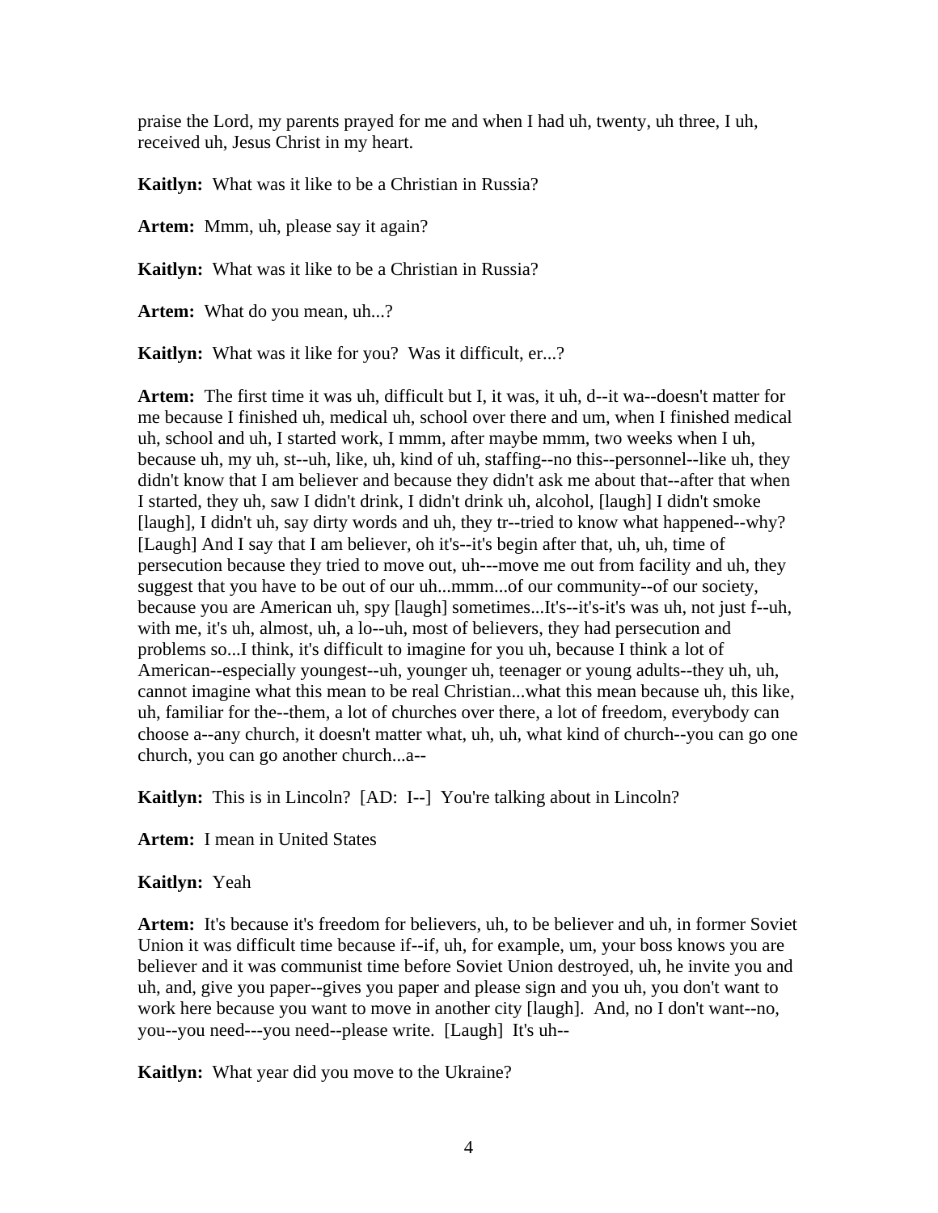praise the Lord, my parents prayed for me and when I had uh, twenty, uh three, I uh, received uh, Jesus Christ in my heart.

**Kaitlyn:** What was it like to be a Christian in Russia?

**Artem:** Mmm, uh, please say it again?

**Kaitlyn:** What was it like to be a Christian in Russia?

**Artem:** What do you mean, uh...?

**Kaitlyn:** What was it like for you? Was it difficult, er...?

**Artem:** The first time it was uh, difficult but I, it was, it uh, d--it wa--doesn't matter for me because I finished uh, medical uh, school over there and um, when I finished medical uh, school and uh, I started work, I mmm, after maybe mmm, two weeks when I uh, because uh, my uh, st--uh, like, uh, kind of uh, staffing--no this--personnel--like uh, they didn't know that I am believer and because they didn't ask me about that--after that when I started, they uh, saw I didn't drink, I didn't drink uh, alcohol, [laugh] I didn't smoke [laugh], I didn't uh, say dirty words and uh, they tr--tried to know what happened--why? [Laugh] And I say that I am believer, oh it's--it's begin after that, uh, uh, time of persecution because they tried to move out, uh---move me out from facility and uh, they suggest that you have to be out of our uh...mmm...of our community--of our society, because you are American uh, spy [laugh] sometimes...It's--it's-it's was uh, not just f--uh, with me, it's uh, almost, uh, a lo--uh, most of believers, they had persecution and problems so...I think, it's difficult to imagine for you uh, because I think a lot of American--especially youngest--uh, younger uh, teenager or young adults--they uh, uh, cannot imagine what this mean to be real Christian...what this mean because uh, this like, uh, familiar for the--them, a lot of churches over there, a lot of freedom, everybody can choose a--any church, it doesn't matter what, uh, uh, what kind of church--you can go one church, you can go another church...a--

**Kaitlyn:** This is in Lincoln? [AD: I--] You're talking about in Lincoln?

**Artem:** I mean in United States

**Kaitlyn:** Yeah

**Artem:** It's because it's freedom for believers, uh, to be believer and uh, in former Soviet Union it was difficult time because if--if, uh, for example, um, your boss knows you are believer and it was communist time before Soviet Union destroyed, uh, he invite you and uh, and, give you paper--gives you paper and please sign and you uh, you don't want to work here because you want to move in another city [laugh]. And, no I don't want--no, you--you need---you need--please write. [Laugh] It's uh--

**Kaitlyn:** What year did you move to the Ukraine?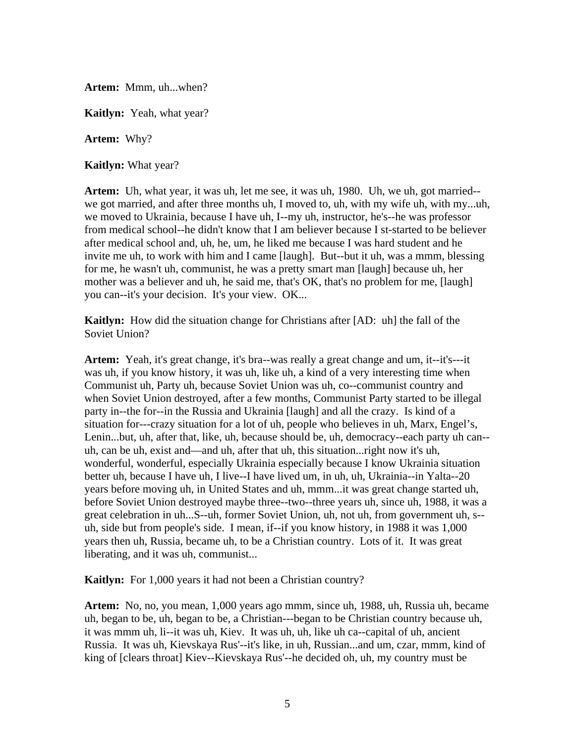**Artem:** Mmm, uh...when?

**Kaitlyn:** Yeah, what year?

**Artem:** Why?

**Kaitlyn:** What year?

**Artem:** Uh, what year, it was uh, let me see, it was uh, 1980. Uh, we uh, got married--we got married, and after three months uh, I moved to, uh, with my wife uh, with my...uh, we moved to Ukrainia, because I have uh, I--my uh, instructor, he's--he was professor from medical school--he didn't know that I am believer because I st-started to be believer after medical school and, uh, he, um, he liked me because I was hard student and he invite me uh, to work with him and I came [laugh]. But--but it uh, was a mmm, blessing for me, he wasn't uh, communist, he was a pretty smart man [laugh] because uh, her mother was a believer and uh, he said me, that's OK, that's no problem for me, [laugh] you can--it's your decision. It's your view. OK...

**Kaitlyn:** How did the situation change for Christians after [AD: uh] the fall of the Soviet Union?

**Artem:** Yeah, it's great change, it's bra--was really a great change and um, it--it's---it was uh, if you know history, it was uh, like uh, a kind of a very interesting time when Communist uh, Party uh, because Soviet Union was uh, co--communist country and when Soviet Union destroyed, after a few months, Communist Party started to be illegal party in--the for--in the Russia and Ukrainia [laugh] and all the crazy. Is kind of a situation for---crazy situation for a lot of uh, people who believes in uh, Marx, Engel's, Lenin...but, uh, after that, like, uh, because should be, uh, democracy--each party uh can--uh, can be uh, exist and—and uh, after that uh, this situation...right now it's uh, wonderful, wonderful, especially Ukrainia especially because I know Ukrainia situation better uh, because I have uh, I live--I have lived um, in uh, uh, Ukrainia--in Yalta--20 years before moving uh, in United States and uh, mmm...it was great change started uh, before Soviet Union destroyed maybe three--two--three years uh, since uh, 1988, it was a great celebration in uh...S--uh, former Soviet Union, uh, not uh, from government uh, s--uh, side but from people's side. I mean, if--if you know history, in 1988 it was 1,000 years then uh, Russia, became uh, to be a Christian country. Lots of it. It was great liberating, and it was uh, communist...

**Kaitlyn:** For 1,000 years it had not been a Christian country?

**Artem:** No, no, you mean, 1,000 years ago mmm, since uh, 1988, uh, Russia uh, became uh, began to be, uh, began to be, a Christian---began to be Christian country because uh, it was mmm uh, li--it was uh, Kiev. It was uh, uh, like uh ca--capital of uh, ancient Russia. It was uh, Kievskaya Rus'--it's like, in uh, Russian...and um, czar, mmm, kind of king of [clears throat] Kiev--Kievskaya Rus'--he decided oh, uh, my country must be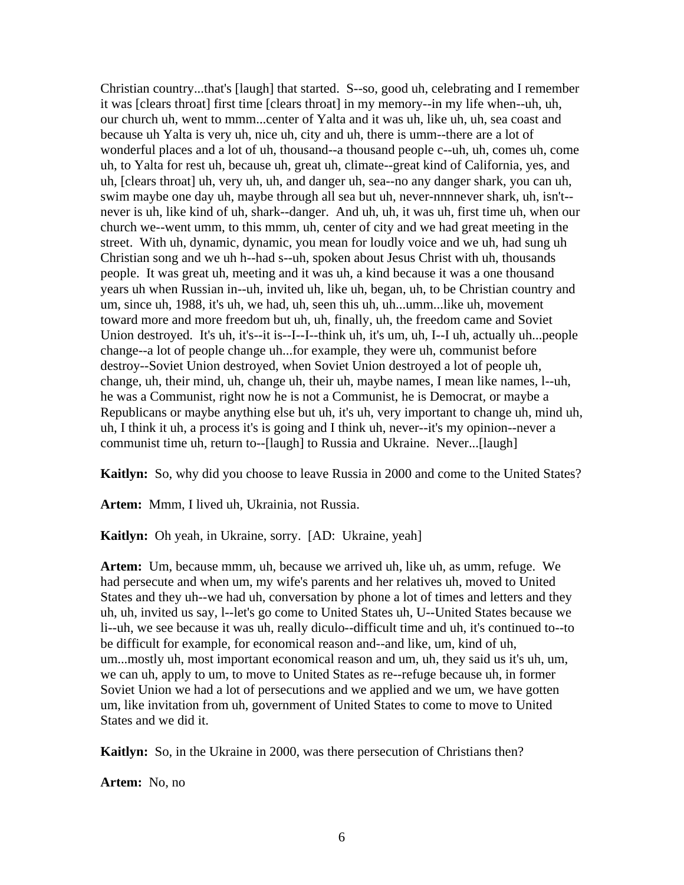Christian country...that's [laugh] that started. S--so, good uh, celebrating and I remember it was [clears throat] first time [clears throat] in my memory--in my life when--uh, uh, our church uh, went to mmm...center of Yalta and it was uh, like uh, uh, sea coast and because uh Yalta is very uh, nice uh, city and uh, there is umm--there are a lot of wonderful places and a lot of uh, thousand--a thousand people c--uh, uh, comes uh, come uh, to Yalta for rest uh, because uh, great uh, climate--great kind of California, yes, and uh, [clears throat] uh, very uh, uh, and danger uh, sea--no any danger shark, you can uh, swim maybe one day uh, maybe through all sea but uh, never-nnnnever shark, uh, isn't--never is uh, like kind of uh, shark--danger. And uh, uh, it was uh, first time uh, when our church we--went umm, to this mmm, uh, center of city and we had great meeting in the street. With uh, dynamic, dynamic, you mean for loudly voice and we uh, had sung uh Christian song and we uh h--had s--uh, spoken about Jesus Christ with uh, thousands people. It was great uh, meeting and it was uh, a kind because it was a one thousand years uh when Russian in--uh, invited uh, like uh, began, uh, to be Christian country and um, since uh, 1988, it's uh, we had, uh, seen this uh, uh...umm...like uh, movement toward more and more freedom but uh, uh, finally, uh, the freedom came and Soviet Union destroyed. It's uh, it's--it is--I--I--think uh, it's um, uh, I--I uh, actually uh...people change--a lot of people change uh...for example, they were uh, communist before destroy--Soviet Union destroyed, when Soviet Union destroyed a lot of people uh, change, uh, their mind, uh, change uh, their uh, maybe names, I mean like names, l--uh, he was a Communist, right now he is not a Communist, he is Democrat, or maybe a Republicans or maybe anything else but uh, it's uh, very important to change uh, mind uh, uh, I think it uh, a process it's is going and I think uh, never--it's my opinion--never a communist time uh, return to--[laugh] to Russia and Ukraine. Never...[laugh]

**Kaitlyn:** So, why did you choose to leave Russia in 2000 and come to the United States?

**Artem:** Mmm, I lived uh, Ukrainia, not Russia.

**Kaitlyn:** Oh yeah, in Ukraine, sorry. [AD: Ukraine, yeah]

**Artem:** Um, because mmm, uh, because we arrived uh, like uh, as umm, refuge. We had persecute and when um, my wife's parents and her relatives uh, moved to United States and they uh--we had uh, conversation by phone a lot of times and letters and they uh, uh, invited us say, l--let's go come to United States uh, U--United States because we li--uh, we see because it was uh, really diculo--difficult time and uh, it's continued to--to be difficult for example, for economical reason and--and like, um, kind of uh, um...mostly uh, most important economical reason and um, uh, they said us it's uh, um, we can uh, apply to um, to move to United States as re--refuge because uh, in former Soviet Union we had a lot of persecutions and we applied and we um, we have gotten um, like invitation from uh, government of United States to come to move to United States and we did it.

**Kaitlyn:** So, in the Ukraine in 2000, was there persecution of Christians then?

**Artem:** No, no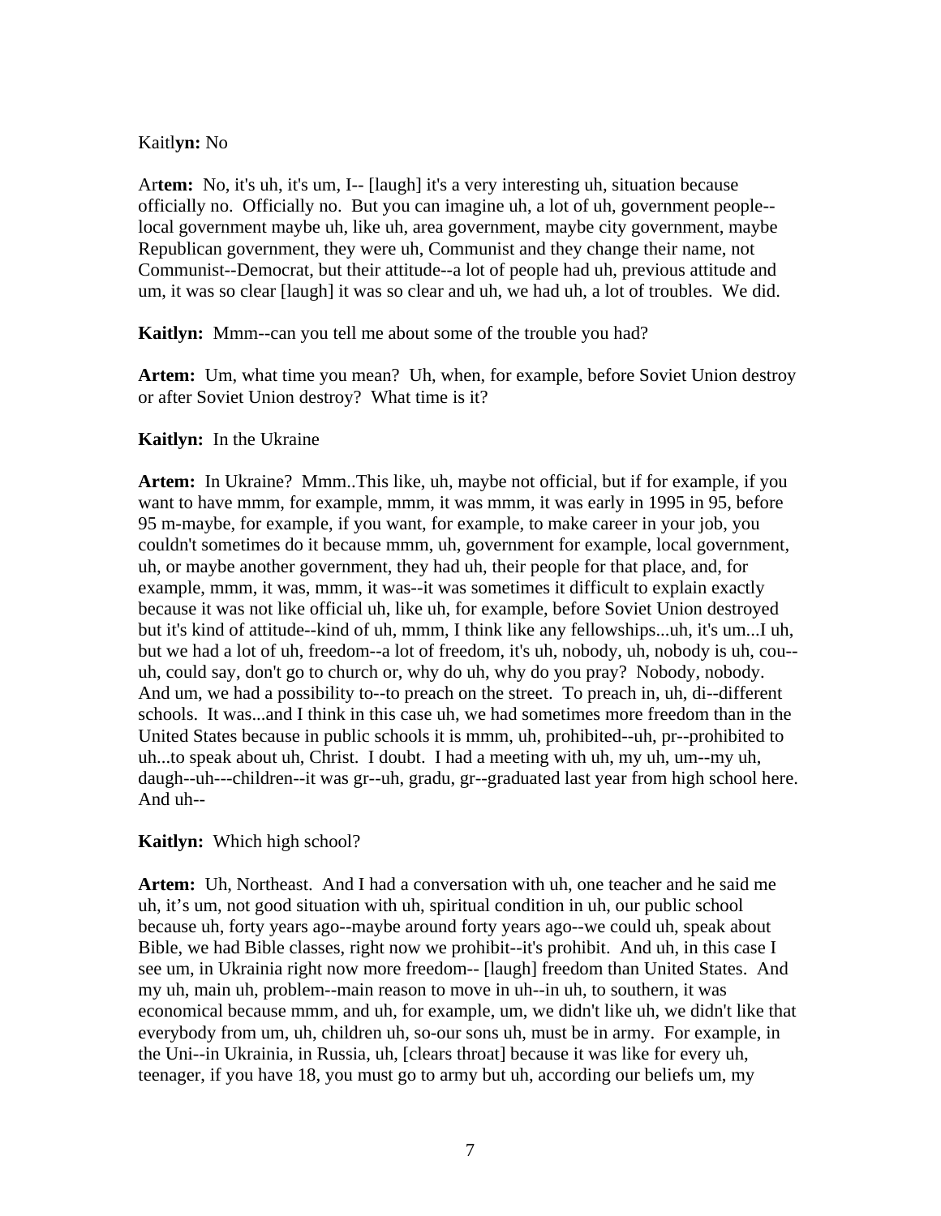Kait**lyn:** No

Ar**tem:** No, it's uh, it's um, I-- [laugh] it's a very interesting uh, situation because officially no. Officially no. But you can imagine uh, a lot of uh, government people--local government maybe uh, like uh, area government, maybe city government, maybe Republican government, they were uh, Communist and they change their name, not Communist--Democrat, but their attitude--a lot of people had uh, previous attitude and um, it was so clear [laugh] it was so clear and uh, we had uh, a lot of troubles. We did.

**Kaitlyn:** Mmm--can you tell me about some of the trouble you had?

**Artem:** Um, what time you mean? Uh, when, for example, before Soviet Union destroy or after Soviet Union destroy? What time is it?

**Kaitlyn:** In the Ukraine

**Artem:** In Ukraine? Mmm..This like, uh, maybe not official, but if for example, if you want to have mmm, for example, mmm, it was mmm, it was early in 1995 in 95, before 95 m-maybe, for example, if you want, for example, to make career in your job, you couldn't sometimes do it because mmm, uh, government for example, local government, uh, or maybe another government, they had uh, their people for that place, and, for example, mmm, it was, mmm, it was--it was sometimes it difficult to explain exactly because it was not like official uh, like uh, for example, before Soviet Union destroyed but it's kind of attitude--kind of uh, mmm, I think like any fellowships...uh, it's um...I uh, but we had a lot of uh, freedom--a lot of freedom, it's uh, nobody, uh, nobody is uh, cou--uh, could say, don't go to church or, why do uh, why do you pray? Nobody, nobody. And um, we had a possibility to--to preach on the street. To preach in, uh, di--different schools. It was...and I think in this case uh, we had sometimes more freedom than in the United States because in public schools it is mmm, uh, prohibited--uh, pr--prohibited to uh...to speak about uh, Christ. I doubt. I had a meeting with uh, my uh, um--my uh, daugh--uh---children--it was gr--uh, gradu, gr--graduated last year from high school here. And uh--

**Kaitlyn:** Which high school?

**Artem:** Uh, Northeast. And I had a conversation with uh, one teacher and he said me uh, it's um, not good situation with uh, spiritual condition in uh, our public school because uh, forty years ago--maybe around forty years ago--we could uh, speak about Bible, we had Bible classes, right now we prohibit--it's prohibit. And uh, in this case I see um, in Ukrainia right now more freedom-- [laugh] freedom than United States. And my uh, main uh, problem--main reason to move in uh--in uh, to southern, it was economical because mmm, and uh, for example, um, we didn't like uh, we didn't like that everybody from um, uh, children uh, so-our sons uh, must be in army. For example, in the Uni--in Ukrainia, in Russia, uh, [clears throat] because it was like for every uh, teenager, if you have 18, you must go to army but uh, according our beliefs um, my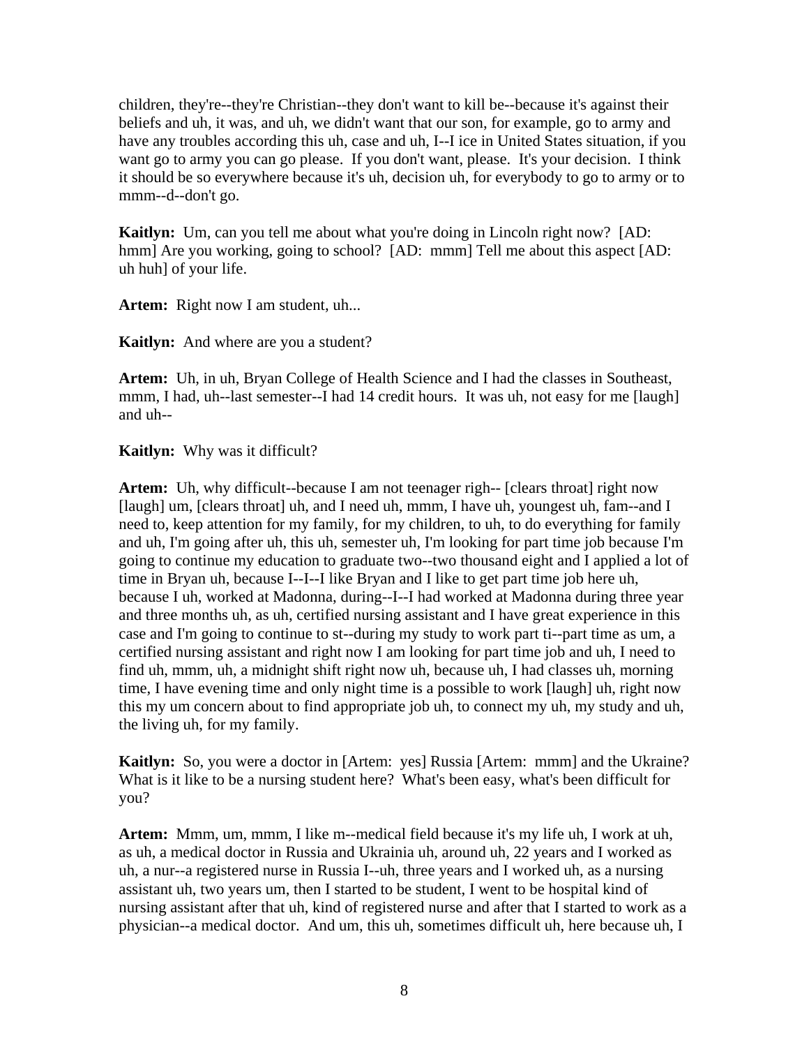children, they're--they're Christian--they don't want to kill be--because it's against their beliefs and uh, it was, and uh, we didn't want that our son, for example, go to army and have any troubles according this uh, case and uh, I--I ice in United States situation, if you want go to army you can go please. If you don't want, please. It's your decision. I think it should be so everywhere because it's uh, decision uh, for everybody to go to army or to mmm--d--don't go.

**Kaitlyn:** Um, can you tell me about what you're doing in Lincoln right now? [AD: hmm] Are you working, going to school? [AD: mmm] Tell me about this aspect [AD: uh huh] of your life.

**Artem:** Right now I am student, uh...

**Kaitlyn:** And where are you a student?

**Artem:** Uh, in uh, Bryan College of Health Science and I had the classes in Southeast, mmm, I had, uh--last semester--I had 14 credit hours. It was uh, not easy for me [laugh] and uh--

**Kaitlyn:** Why was it difficult?

**Artem:** Uh, why difficult--because I am not teenager righ-- [clears throat] right now [laugh] um, [clears throat] uh, and I need uh, mmm, I have uh, youngest uh, fam--and I need to, keep attention for my family, for my children, to uh, to do everything for family and uh, I'm going after uh, this uh, semester uh, I'm looking for part time job because I'm going to continue my education to graduate two--two thousand eight and I applied a lot of time in Bryan uh, because I--I--I like Bryan and I like to get part time job here uh, because I uh, worked at Madonna, during--I--I had worked at Madonna during three year and three months uh, as uh, certified nursing assistant and I have great experience in this case and I'm going to continue to st--during my study to work part ti--part time as um, a certified nursing assistant and right now I am looking for part time job and uh, I need to find uh, mmm, uh, a midnight shift right now uh, because uh, I had classes uh, morning time, I have evening time and only night time is a possible to work [laugh] uh, right now this my um concern about to find appropriate job uh, to connect my uh, my study and uh, the living uh, for my family.

**Kaitlyn:** So, you were a doctor in [Artem: yes] Russia [Artem: mmm] and the Ukraine? What is it like to be a nursing student here? What's been easy, what's been difficult for you?

**Artem:** Mmm, um, mmm, I like m--medical field because it's my life uh, I work at uh, as uh, a medical doctor in Russia and Ukrainia uh, around uh, 22 years and I worked as uh, a nur--a registered nurse in Russia I--uh, three years and I worked uh, as a nursing assistant uh, two years um, then I started to be student, I went to be hospital kind of nursing assistant after that uh, kind of registered nurse and after that I started to work as a physician--a medical doctor. And um, this uh, sometimes difficult uh, here because uh, I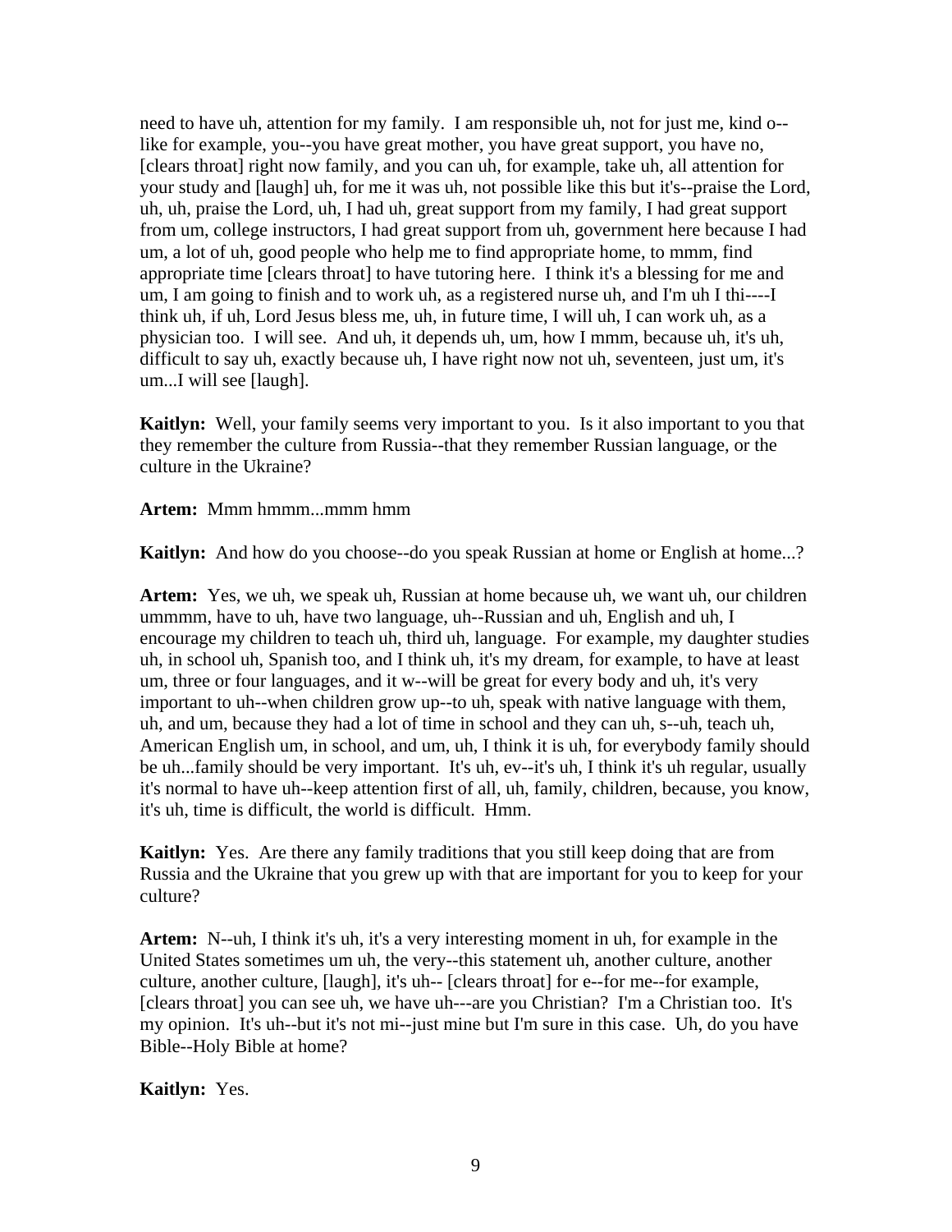need to have uh, attention for my family. I am responsible uh, not for just me, kind o--like for example, you--you have great mother, you have great support, you have no, [clears throat] right now family, and you can uh, for example, take uh, all attention for your study and [laugh] uh, for me it was uh, not possible like this but it's--praise the Lord, uh, uh, praise the Lord, uh, I had uh, great support from my family, I had great support from um, college instructors, I had great support from uh, government here because I had um, a lot of uh, good people who help me to find appropriate home, to mmm, find appropriate time [clears throat] to have tutoring here. I think it's a blessing for me and um, I am going to finish and to work uh, as a registered nurse uh, and I'm uh I thi----I think uh, if uh, Lord Jesus bless me, uh, in future time, I will uh, I can work uh, as a physician too. I will see. And uh, it depends uh, um, how I mmm, because uh, it's uh, difficult to say uh, exactly because uh, I have right now not uh, seventeen, just um, it's um...I will see [laugh].

**Kaitlyn:** Well, your family seems very important to you. Is it also important to you that they remember the culture from Russia--that they remember Russian language, or the culture in the Ukraine?

**Artem:** Mmm hmmm...mmm hmm

**Kaitlyn:** And how do you choose--do you speak Russian at home or English at home...?

**Artem:** Yes, we uh, we speak uh, Russian at home because uh, we want uh, our children ummmm, have to uh, have two language, uh--Russian and uh, English and uh, I encourage my children to teach uh, third uh, language. For example, my daughter studies uh, in school uh, Spanish too, and I think uh, it's my dream, for example, to have at least um, three or four languages, and it w--will be great for every body and uh, it's very important to uh--when children grow up--to uh, speak with native language with them, uh, and um, because they had a lot of time in school and they can uh, s--uh, teach uh, American English um, in school, and um, uh, I think it is uh, for everybody family should be uh...family should be very important. It's uh, ev--it's uh, I think it's uh regular, usually it's normal to have uh--keep attention first of all, uh, family, children, because, you know, it's uh, time is difficult, the world is difficult. Hmm.

**Kaitlyn:** Yes. Are there any family traditions that you still keep doing that are from Russia and the Ukraine that you grew up with that are important for you to keep for your culture?

**Artem:** N--uh, I think it's uh, it's a very interesting moment in uh, for example in the United States sometimes um uh, the very--this statement uh, another culture, another culture, another culture, [laugh], it's uh-- [clears throat] for e--for me--for example, [clears throat] you can see uh, we have uh---are you Christian? I'm a Christian too. It's my opinion. It's uh--but it's not mi--just mine but I'm sure in this case. Uh, do you have Bible--Holy Bible at home?

**Kaitlyn:** Yes.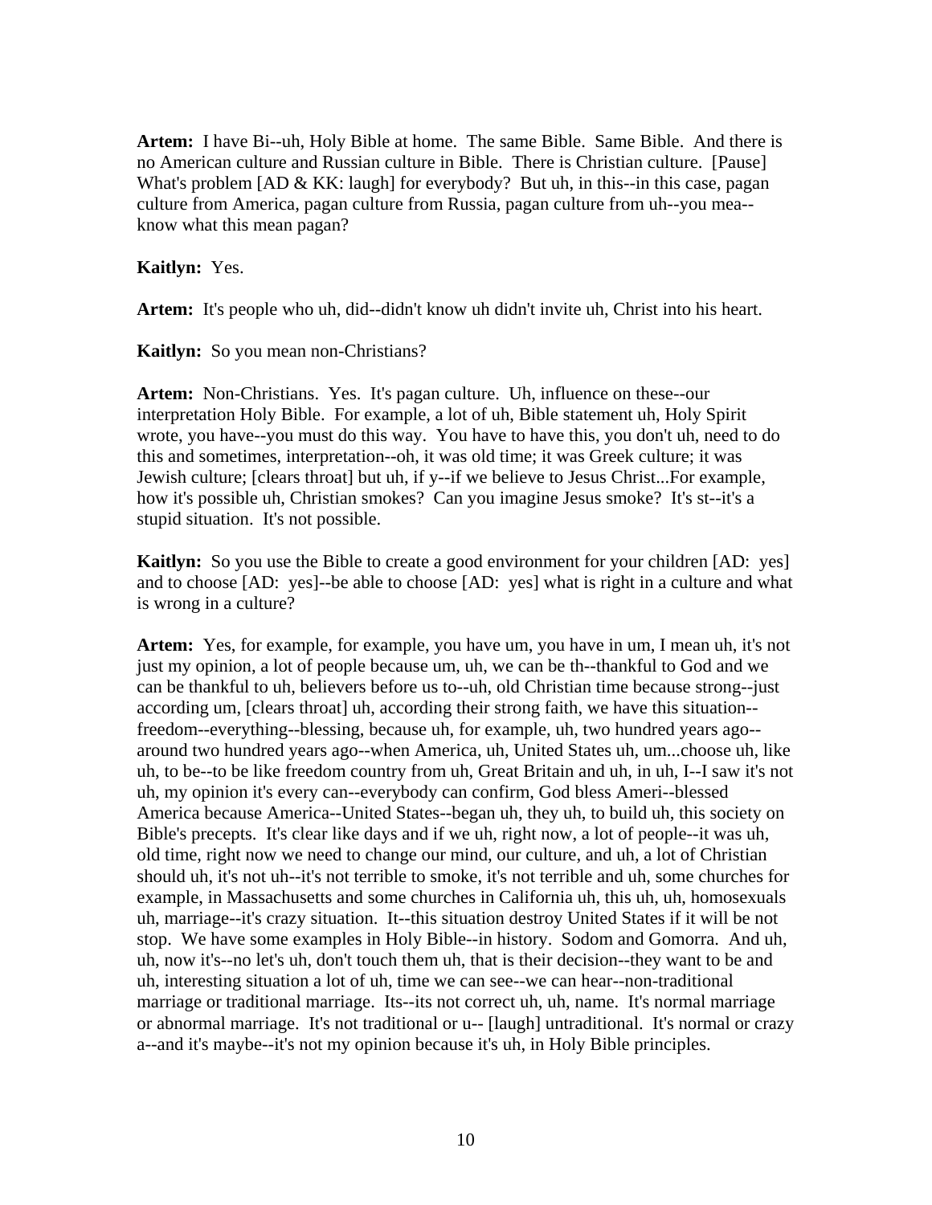**Artem:** I have Bi--uh, Holy Bible at home. The same Bible. Same Bible. And there is no American culture and Russian culture in Bible. There is Christian culture. [Pause] What's problem [AD & KK: laugh] for everybody? But uh, in this--in this case, pagan culture from America, pagan culture from Russia, pagan culture from uh--you mea--know what this mean pagan?

**Kaitlyn:** Yes.

**Artem:** It's people who uh, did--didn't know uh didn't invite uh, Christ into his heart.

**Kaitlyn:** So you mean non-Christians?

**Artem:** Non-Christians. Yes. It's pagan culture. Uh, influence on these--our interpretation Holy Bible. For example, a lot of uh, Bible statement uh, Holy Spirit wrote, you have--you must do this way. You have to have this, you don't uh, need to do this and sometimes, interpretation--oh, it was old time; it was Greek culture; it was Jewish culture; [clears throat] but uh, if y--if we believe to Jesus Christ...For example, how it's possible uh, Christian smokes? Can you imagine Jesus smoke? It's st--it's a stupid situation. It's not possible.

**Kaitlyn:** So you use the Bible to create a good environment for your children [AD: yes] and to choose [AD: yes]--be able to choose [AD: yes] what is right in a culture and what is wrong in a culture?

**Artem:** Yes, for example, for example, you have um, you have in um, I mean uh, it's not just my opinion, a lot of people because um, uh, we can be th--thankful to God and we can be thankful to uh, believers before us to--uh, old Christian time because strong--just according um, [clears throat] uh, according their strong faith, we have this situation--freedom--everything--blessing, because uh, for example, uh, two hundred years ago--around two hundred years ago--when America, uh, United States uh, um...choose uh, like uh, to be--to be like freedom country from uh, Great Britain and uh, in uh, I--I saw it's not uh, my opinion it's every can--everybody can confirm, God bless Ameri--blessed America because America--United States--began uh, they uh, to build uh, this society on Bible's precepts. It's clear like days and if we uh, right now, a lot of people--it was uh, old time, right now we need to change our mind, our culture, and uh, a lot of Christian should uh, it's not uh--it's not terrible to smoke, it's not terrible and uh, some churches for example, in Massachusetts and some churches in California uh, this uh, uh, homosexuals uh, marriage--it's crazy situation. It--this situation destroy United States if it will be not stop. We have some examples in Holy Bible--in history. Sodom and Gomorra. And uh, uh, now it's--no let's uh, don't touch them uh, that is their decision--they want to be and uh, interesting situation a lot of uh, time we can see--we can hear--non-traditional marriage or traditional marriage. Its--its not correct uh, uh, name. It's normal marriage or abnormal marriage. It's not traditional or u-- [laugh] untraditional. It's normal or crazy a--and it's maybe--it's not my opinion because it's uh, in Holy Bible principles.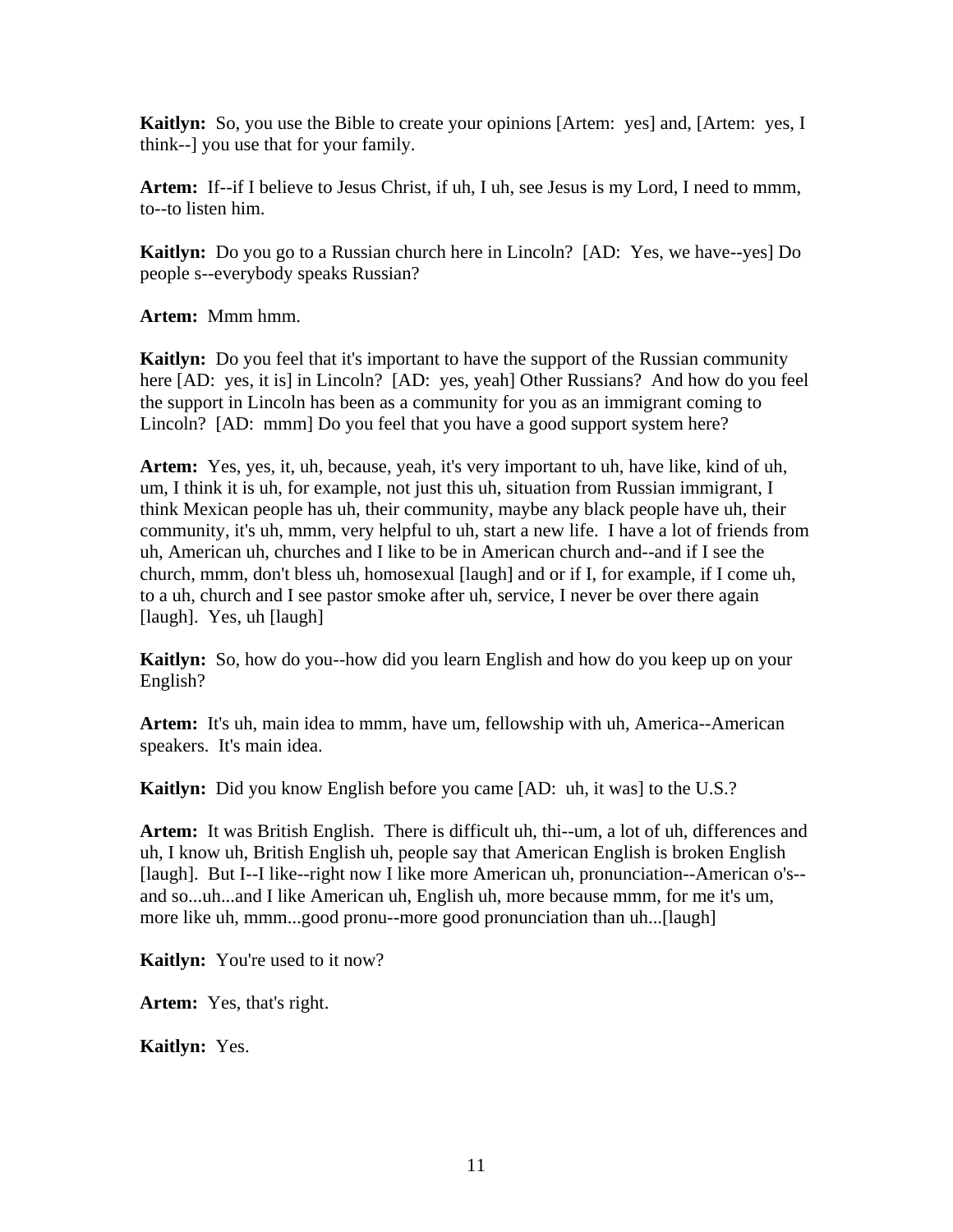**Kaitlyn:** So, you use the Bible to create your opinions [Artem: yes] and, [Artem: yes, I think--] you use that for your family.

**Artem:** If--if I believe to Jesus Christ, if uh, I uh, see Jesus is my Lord, I need to mmm, to--to listen him.

**Kaitlyn:** Do you go to a Russian church here in Lincoln? [AD: Yes, we have--yes] Do people s--everybody speaks Russian?

**Artem:** Mmm hmm.

**Kaitlyn:** Do you feel that it's important to have the support of the Russian community here [AD: yes, it is] in Lincoln? [AD: yes, yeah] Other Russians? And how do you feel the support in Lincoln has been as a community for you as an immigrant coming to Lincoln? [AD: mmm] Do you feel that you have a good support system here?

**Artem:** Yes, yes, it, uh, because, yeah, it's very important to uh, have like, kind of uh, um, I think it is uh, for example, not just this uh, situation from Russian immigrant, I think Mexican people has uh, their community, maybe any black people have uh, their community, it's uh, mmm, very helpful to uh, start a new life. I have a lot of friends from uh, American uh, churches and I like to be in American church and--and if I see the church, mmm, don't bless uh, homosexual [laugh] and or if I, for example, if I come uh, to a uh, church and I see pastor smoke after uh, service, I never be over there again [laugh]. Yes, uh [laugh]

**Kaitlyn:** So, how do you--how did you learn English and how do you keep up on your English?

**Artem:** It's uh, main idea to mmm, have um, fellowship with uh, America--American speakers. It's main idea.

**Kaitlyn:** Did you know English before you came [AD: uh, it was] to the U.S.?

**Artem:** It was British English. There is difficult uh, thi--um, a lot of uh, differences and uh, I know uh, British English uh, people say that American English is broken English [laugh]. But I--I like--right now I like more American uh, pronunciation--American o's--and so...uh...and I like American uh, English uh, more because mmm, for me it's um, more like uh, mmm...good pronu--more good pronunciation than uh...[laugh]

**Kaitlyn:** You're used to it now?

**Artem:** Yes, that's right.

**Kaitlyn:** Yes.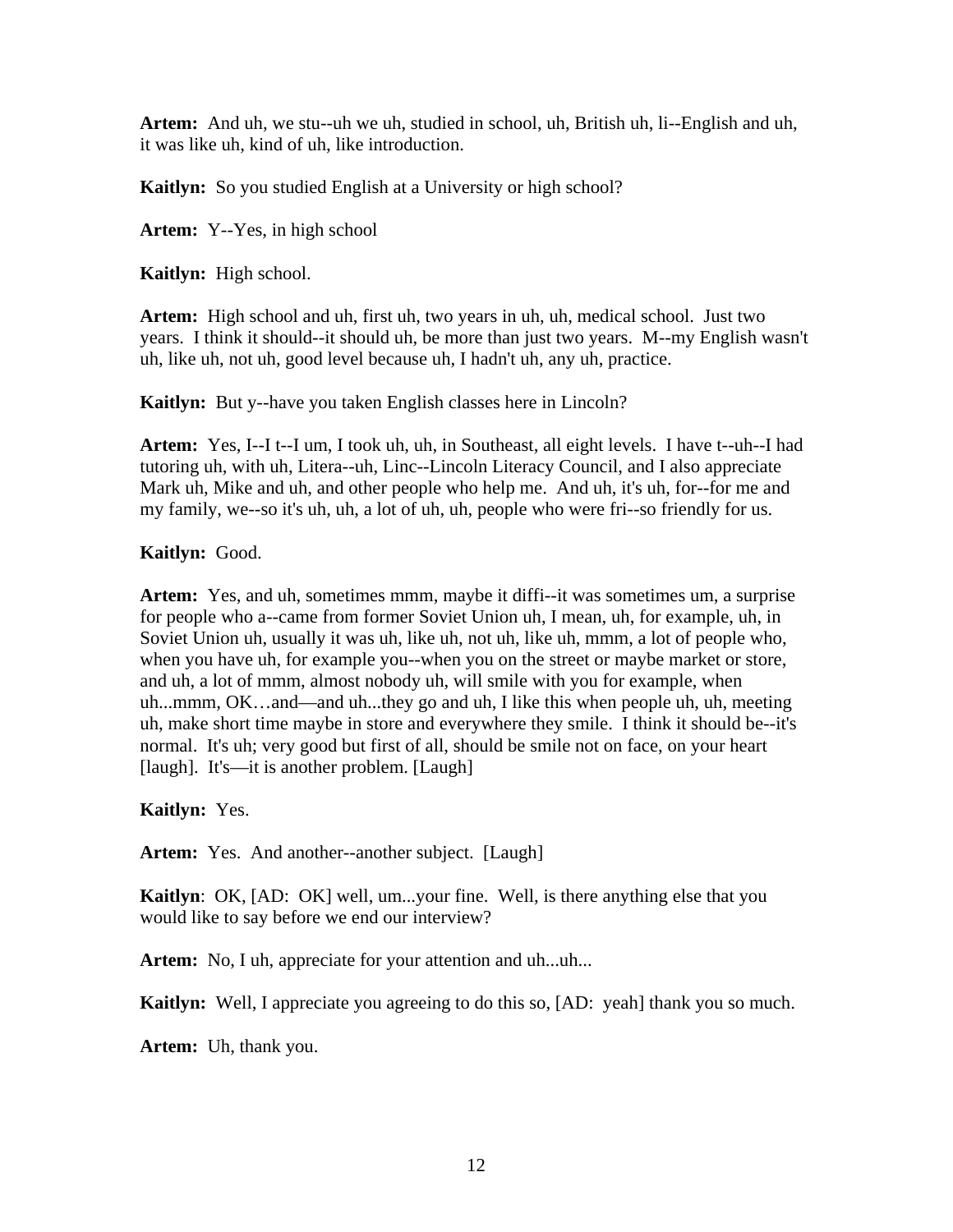**Artem:** And uh, we stu--uh we uh, studied in school, uh, British uh, li--English and uh, it was like uh, kind of uh, like introduction.

**Kaitlyn:** So you studied English at a University or high school?

**Artem:** Y--Yes, in high school

**Kaitlyn:** High school.

**Artem:** High school and uh, first uh, two years in uh, uh, medical school. Just two years. I think it should--it should uh, be more than just two years. M--my English wasn't uh, like uh, not uh, good level because uh, I hadn't uh, any uh, practice.

**Kaitlyn:** But y--have you taken English classes here in Lincoln?

**Artem:** Yes, I--I t--I um, I took uh, uh, in Southeast, all eight levels. I have t--uh--I had tutoring uh, with uh, Litera--uh, Linc--Lincoln Literacy Council, and I also appreciate Mark uh, Mike and uh, and other people who help me. And uh, it's uh, for--for me and my family, we--so it's uh, uh, a lot of uh, uh, people who were fri--so friendly for us.

**Kaitlyn:** Good.

**Artem:** Yes, and uh, sometimes mmm, maybe it diffi--it was sometimes um, a surprise for people who a--came from former Soviet Union uh, I mean, uh, for example, uh, in Soviet Union uh, usually it was uh, like uh, not uh, like uh, mmm, a lot of people who, when you have uh, for example you--when you on the street or maybe market or store, and uh, a lot of mmm, almost nobody uh, will smile with you for example, when uh...mmm, OK…and—and uh...they go and uh, I like this when people uh, uh, meeting uh, make short time maybe in store and everywhere they smile. I think it should be--it's normal. It's uh; very good but first of all, should be smile not on face, on your heart [laugh]. It's—it is another problem. [Laugh]

**Kaitlyn:** Yes.

**Artem:** Yes. And another--another subject. [Laugh]

**Kaitlyn**: OK, [AD: OK] well, um...your fine. Well, is there anything else that you would like to say before we end our interview?

**Artem:** No, I uh, appreciate for your attention and uh...uh...

**Kaitlyn:** Well, I appreciate you agreeing to do this so, [AD: yeah] thank you so much.

**Artem:** Uh, thank you.